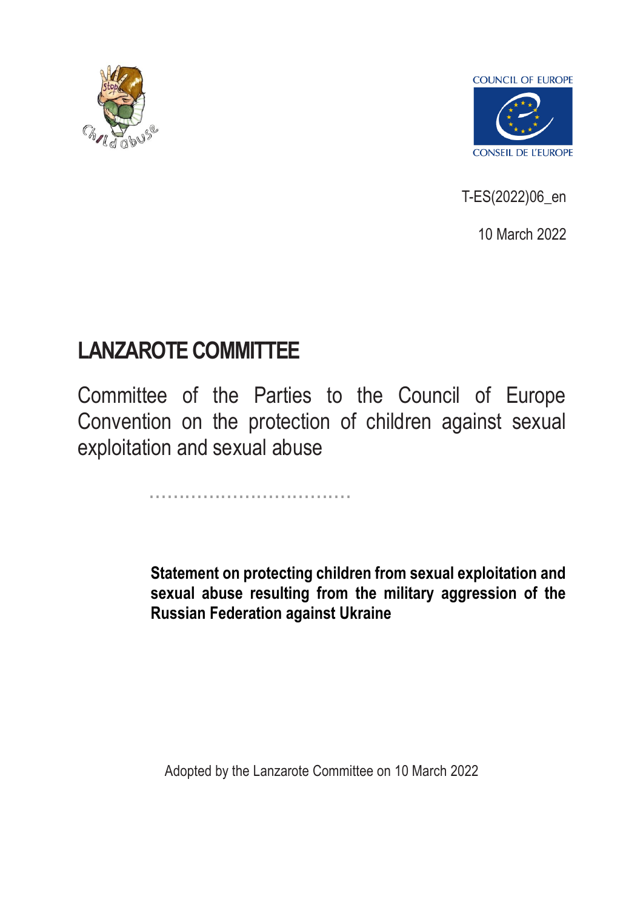T-ES(2022)06_en

10 March 2022

# LANZAROTE COMMITTEE

Committee of the Parties to the Council of Europe Convention on the protection of children against sexual exploitation and sexual abuse

**Statement on protecting children from sexual exploitation and sexual abuse resulting from the military aggression of the Russian Federation against Ukraine**

Adopted by the Lanzarote Committee on 10 March 2022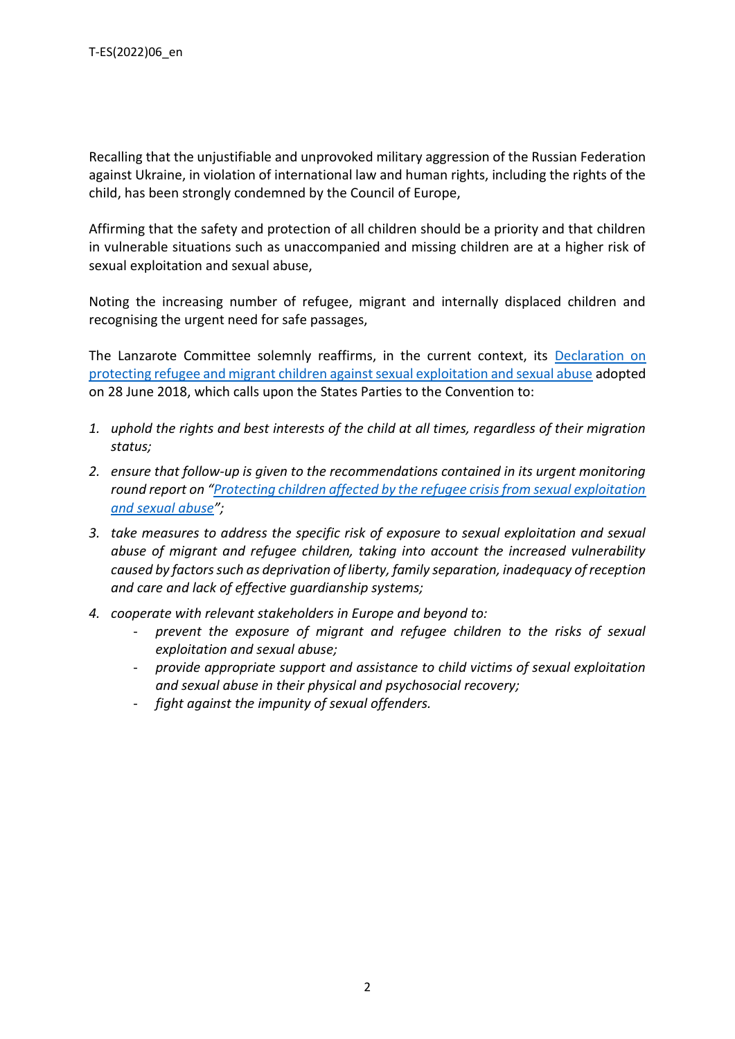Recalling that the unjustifiable and unprovoked military aggression of the Russian Federation against Ukraine, in violation of international law and human rights, including the rights of the child, has been strongly condemned by the Council of Europe,

Affirming that the safety and protection of all children should be a priority and that children in vulnerable situations such as unaccompanied and missing children are at a higher risk of sexual exploitation and sexual abuse,

Noting the increasing number of refugee, migrant and internally displaced children and recognising the urgent need for safe passages,

The Lanzarote Committee solemnly reaffirms, in the current context, its Declaration on protecting refugee and migrant children against sexual exploitation and sexual abuse adopted on 28 June 2018, which calls upon the States Parties to the Convention to:

1. *uphold the rights and best interests of the child at all times, regardless of their migration status;*
2. *ensure that follow-up is given to the recommendations contained in its urgent monitoring round report on "Protecting children affected by the refugee crisis from sexual exploitation and sexual abuse";*
3. *take measures to address the specific risk of exposure to sexual exploitation and sexual abuse of migrant and refugee children, taking into account the increased vulnerability caused by factors such as deprivation of liberty, family separation, inadequacy of reception and care and lack of effective guardianship systems;*
4. *cooperate with relevant stakeholders in Europe and beyond to:*
   - *prevent the exposure of migrant and refugee children to the risks of sexual exploitation and sexual abuse;*
   - *provide appropriate support and assistance to child victims of sexual exploitation and sexual abuse in their physical and psychosocial recovery;*
   - *fight against the impunity of sexual offenders.*